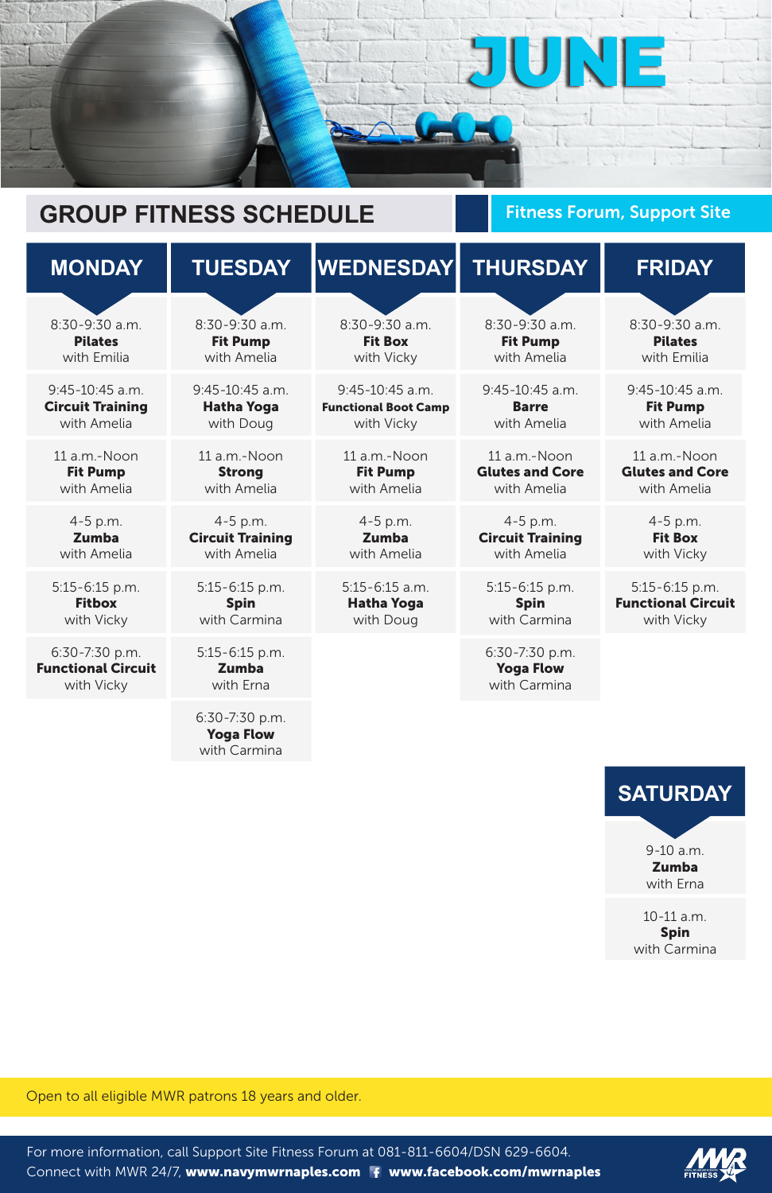# JUNE

## GROUP FITNESS SCHEDULE

**Fitness Forum, Support Site**

| MONDAY | TUESDAY | WEDNESDAY | THURSDAY | FRIDAY |
|---|---|---|---|---|
| 8:30-9:30 a.m. **Pilates** with Emilia | 8:30-9:30 a.m. **Fit Pump** with Amelia | 8:30-9:30 a.m. **Fit Box** with Vicky | 8:30-9:30 a.m. **Fit Pump** with Amelia | 8:30-9:30 a.m. **Pilates** with Emilia |
| 9:45-10:45 a.m. **Circuit Training** with Amelia | 9:45-10:45 a.m. **Hatha Yoga** with Doug | 9:45-10:45 a.m. **Functional Boot Camp** with Vicky | 9:45-10:45 a.m. **Barre** with Amelia | 9:45-10:45 a.m. **Fit Pump** with Amelia |
| 11 a.m.-Noon **Fit Pump** with Amelia | 11 a.m.-Noon **Strong** with Amelia | 11 a.m.-Noon **Fit Pump** with Amelia | 11 a.m.-Noon **Glutes and Core** with Amelia | 11 a.m.-Noon **Glutes and Core** with Amelia |
| 4-5 p.m. **Zumba** with Amelia | 4-5 p.m. **Circuit Training** with Amelia | 4-5 p.m. **Zumba** with Amelia | 4-5 p.m. **Circuit Training** with Amelia | 4-5 p.m. **Fit Box** with Vicky |
| 5:15-6:15 p.m. **Fitbox** with Vicky | 5:15-6:15 p.m. **Spin** with Carmina | 5:15-6:15 a.m. **Hatha Yoga** with Doug | 5:15-6:15 p.m. **Spin** with Carmina | 5:15-6:15 p.m. **Functional Circuit** with Vicky |
| 6:30-7:30 p.m. **Functional Circuit** with Vicky | 5:15-6:15 p.m. **Zumba** with Erna | | 6:30-7:30 p.m. **Yoga Flow** with Carmina | |
| | 6:30-7:30 p.m. **Yoga Flow** with Carmina | | | |

| SATURDAY |
|---|
| 9-10 a.m. **Zumba** with Erna |
| 10-11 a.m. **Spin** with Carmina |

Open to all eligible MWR patrons 18 years and older.

For more information, call Support Site Fitness Forum at 081-811-6604/DSN 629-6604.
Connect with MWR 24/7, **www.navymwrnaples.com** **www.facebook.com/mwrnaples**

MWR FITNESS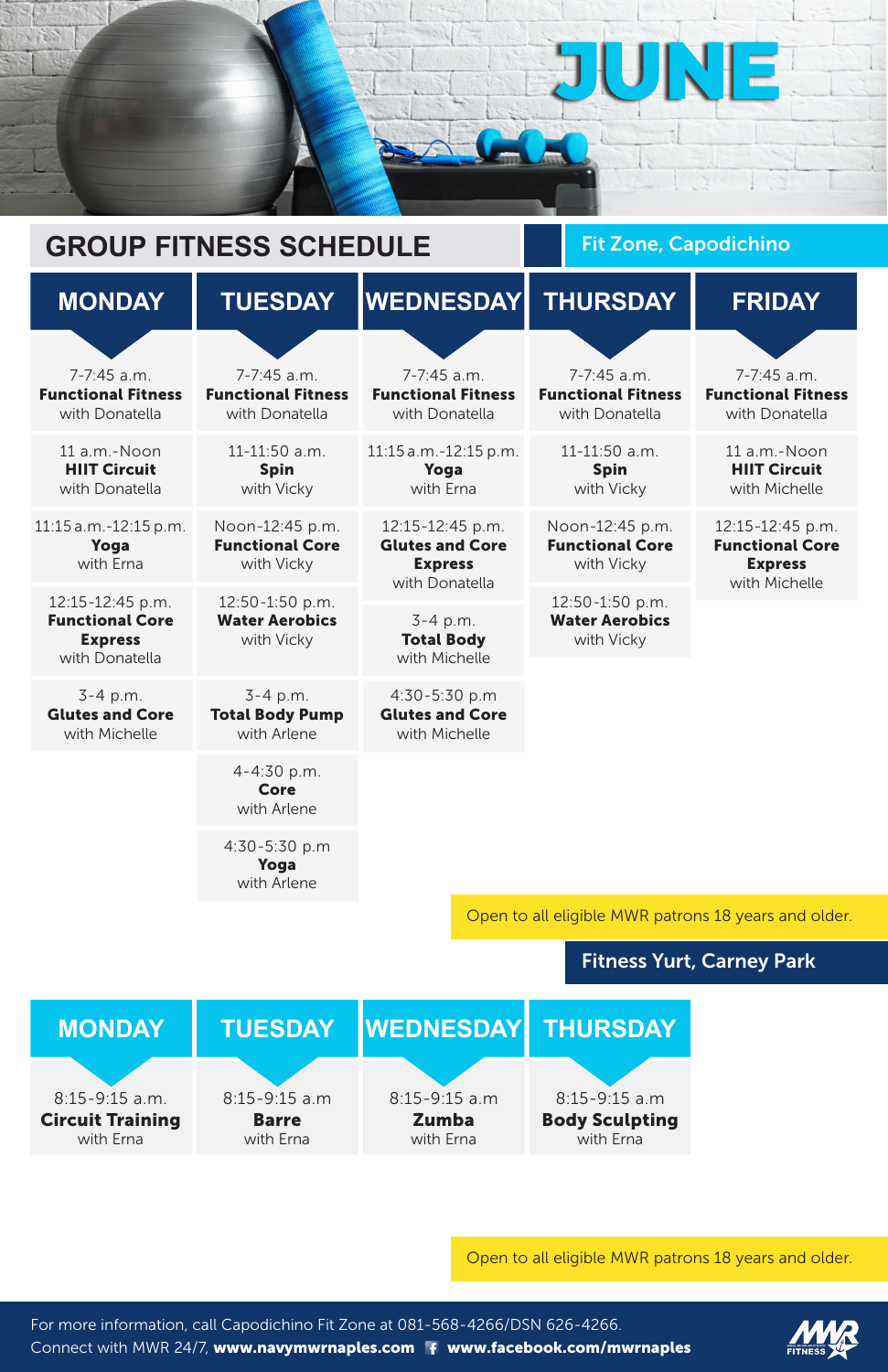# JUNE

## GROUP FITNESS SCHEDULE

### Fit Zone, Capodichino

| MONDAY | TUESDAY | WEDNESDAY | THURSDAY | FRIDAY |
|---|---|---|---|---|
| 7-7:45 a.m. **Functional Fitness** with Donatella | 7-7:45 a.m. **Functional Fitness** with Donatella | 7-7:45 a.m. **Functional Fitness** with Donatella | 7-7:45 a.m. **Functional Fitness** with Donatella | 7-7:45 a.m. **Functional Fitness** with Donatella |
| 11 a.m.-Noon **HIIT Circuit** with Donatella | 11-11:50 a.m. **Spin** with Vicky | 11:15 a.m.-12:15 p.m. **Yoga** with Erna | 11-11:50 a.m. **Spin** with Vicky | 11 a.m.-Noon **HIIT Circuit** with Michelle |
| 11:15 a.m.-12:15 p.m. **Yoga** with Erna | Noon-12:45 p.m. **Functional Core** with Vicky | 12:15-12:45 p.m. **Glutes and Core Express** with Donatella | Noon-12:45 p.m. **Functional Core** with Vicky | 12:15-12:45 p.m. **Functional Core Express** with Michelle |
| 12:15-12:45 p.m. **Functional Core Express** with Donatella | 12:50-1:50 p.m. **Water Aerobics** with Vicky | 3-4 p.m. **Total Body** with Michelle | 12:50-1:50 p.m. **Water Aerobics** with Vicky | |
| 3-4 p.m. **Glutes and Core** with Michelle | 3-4 p.m. **Total Body Pump** with Arlene | 4:30-5:30 p.m **Glutes and Core** with Michelle | | |
| | 4-4:30 p.m. **Core** with Arlene | | | |
| | 4:30-5:30 p.m **Yoga** with Arlene | | | |

Open to all eligible MWR patrons 18 years and older.

### Fitness Yurt, Carney Park

| MONDAY | TUESDAY | WEDNESDAY | THURSDAY |
|---|---|---|---|
| 8:15-9:15 a.m. **Circuit Training** with Erna | 8:15-9:15 a.m **Barre** with Erna | 8:15-9:15 a.m **Zumba** with Erna | 8:15-9:15 a.m **Body Sculpting** with Erna |

Open to all eligible MWR patrons 18 years and older.

For more information, call Capodichino Fit Zone at 081-568-4266/DSN 626-4266.
Connect with MWR 24/7, **www.navymwrnaples.com** **www.facebook.com/mwrnaples**